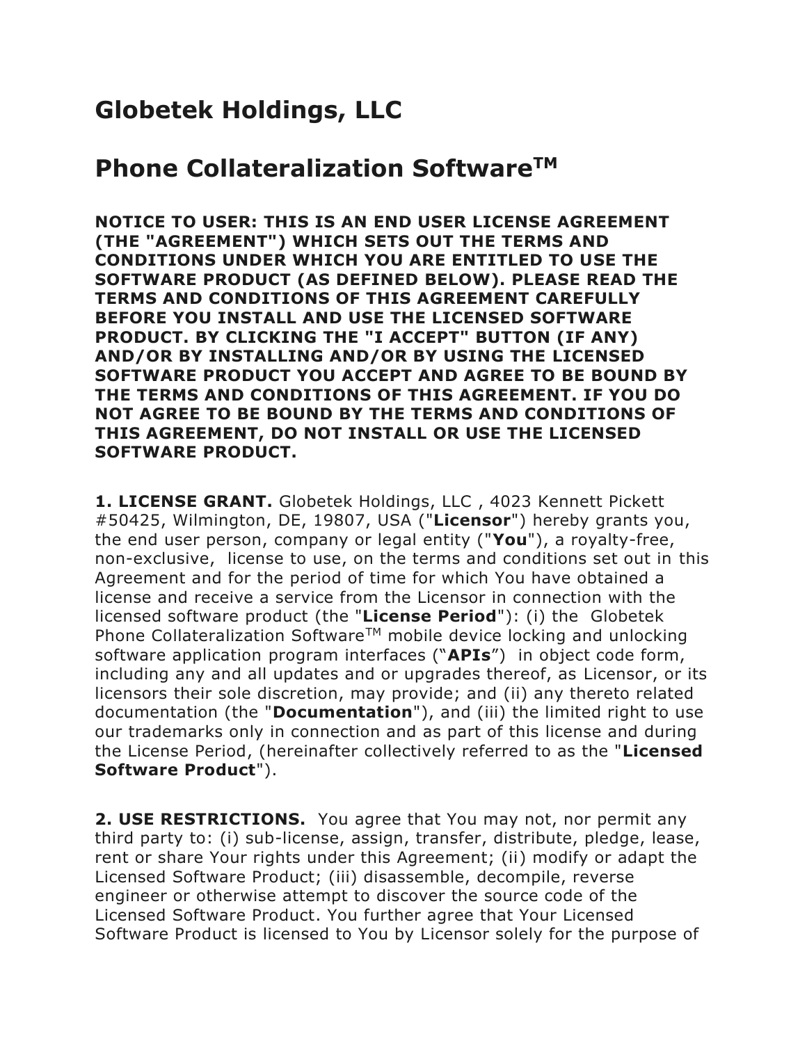# Globetek Holdings, LLC

# Phone Collateralization Software™

**NOTICE TO USER: THIS IS AN END USER LICENSE AGREEMENT (THE "AGREEMENT") WHICH SETS OUT THE TERMS AND CONDITIONS UNDER WHICH YOU ARE ENTITLED TO USE THE SOFTWARE PRODUCT (AS DEFINED BELOW). PLEASE READ THE TERMS AND CONDITIONS OF THIS AGREEMENT CAREFULLY BEFORE YOU INSTALL AND USE THE LICENSED SOFTWARE PRODUCT. BY CLICKING THE "I ACCEPT" BUTTON (IF ANY) AND/OR BY INSTALLING AND/OR BY USING THE LICENSED SOFTWARE PRODUCT YOU ACCEPT AND AGREE TO BE BOUND BY THE TERMS AND CONDITIONS OF THIS AGREEMENT. IF YOU DO NOT AGREE TO BE BOUND BY THE TERMS AND CONDITIONS OF THIS AGREEMENT, DO NOT INSTALL OR USE THE LICENSED SOFTWARE PRODUCT.**

**1. LICENSE GRANT.** Globetek Holdings, LLC , 4023 Kennett Pickett #50425, Wilmington, DE, 19807, USA ("**Licensor**") hereby grants you, the end user person, company or legal entity ("**You**"), a royalty-free, non-exclusive, license to use, on the terms and conditions set out in this Agreement and for the period of time for which You have obtained a license and receive a service from the Licensor in connection with the licensed software product (the "**License Period**"): (i) the Globetek Phone Collateralization Software™ mobile device locking and unlocking software application program interfaces ("**APIs**") in object code form, including any and all updates and or upgrades thereof, as Licensor, or its licensors their sole discretion, may provide; and (ii) any thereto related documentation (the "**Documentation**"), and (iii) the limited right to use our trademarks only in connection and as part of this license and during the License Period, (hereinafter collectively referred to as the "**Licensed Software Product**").

**2. USE RESTRICTIONS.** You agree that You may not, nor permit any third party to: (i) sub-license, assign, transfer, distribute, pledge, lease, rent or share Your rights under this Agreement; (ii) modify or adapt the Licensed Software Product; (iii) disassemble, decompile, reverse engineer or otherwise attempt to discover the source code of the Licensed Software Product. You further agree that Your Licensed Software Product is licensed to You by Licensor solely for the purpose of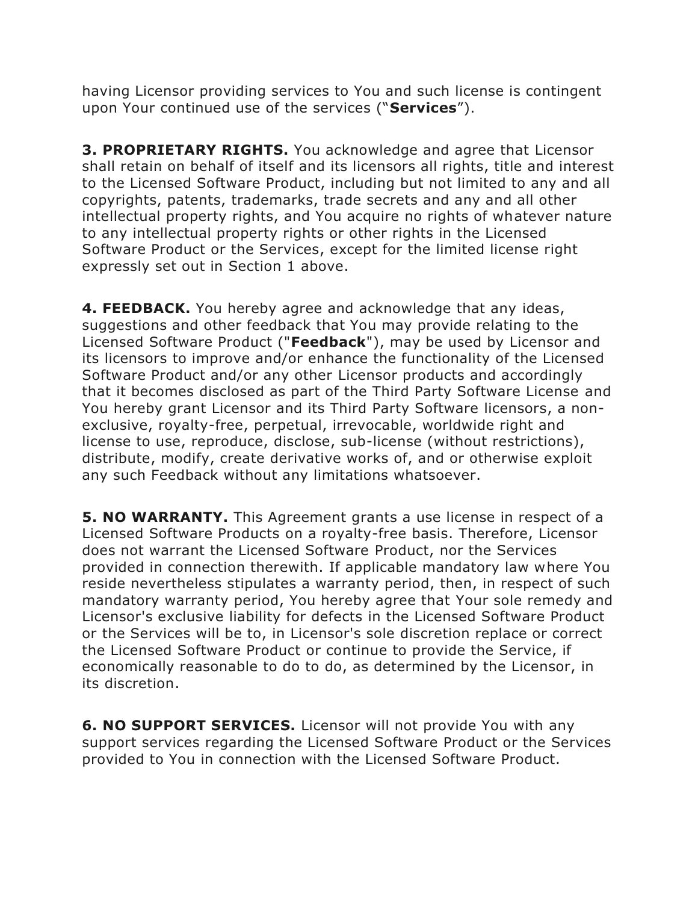having Licensor providing services to You and such license is contingent upon Your continued use of the services ("**Services**").

**3. PROPRIETARY RIGHTS.** You acknowledge and agree that Licensor shall retain on behalf of itself and its licensors all rights, title and interest to the Licensed Software Product, including but not limited to any and all copyrights, patents, trademarks, trade secrets and any and all other intellectual property rights, and You acquire no rights of whatever nature to any intellectual property rights or other rights in the Licensed Software Product or the Services, except for the limited license right expressly set out in Section 1 above.

**4. FEEDBACK.** You hereby agree and acknowledge that any ideas, suggestions and other feedback that You may provide relating to the Licensed Software Product ("**Feedback**"), may be used by Licensor and its licensors to improve and/or enhance the functionality of the Licensed Software Product and/or any other Licensor products and accordingly that it becomes disclosed as part of the Third Party Software License and You hereby grant Licensor and its Third Party Software licensors, a non-exclusive, royalty-free, perpetual, irrevocable, worldwide right and license to use, reproduce, disclose, sub-license (without restrictions), distribute, modify, create derivative works of, and or otherwise exploit any such Feedback without any limitations whatsoever.

**5. NO WARRANTY.** This Agreement grants a use license in respect of a Licensed Software Products on a royalty-free basis. Therefore, Licensor does not warrant the Licensed Software Product, nor the Services provided in connection therewith. If applicable mandatory law where You reside nevertheless stipulates a warranty period, then, in respect of such mandatory warranty period, You hereby agree that Your sole remedy and Licensor's exclusive liability for defects in the Licensed Software Product or the Services will be to, in Licensor's sole discretion replace or correct the Licensed Software Product or continue to provide the Service, if economically reasonable to do to do, as determined by the Licensor, in its discretion.

**6. NO SUPPORT SERVICES.** Licensor will not provide You with any support services regarding the Licensed Software Product or the Services provided to You in connection with the Licensed Software Product.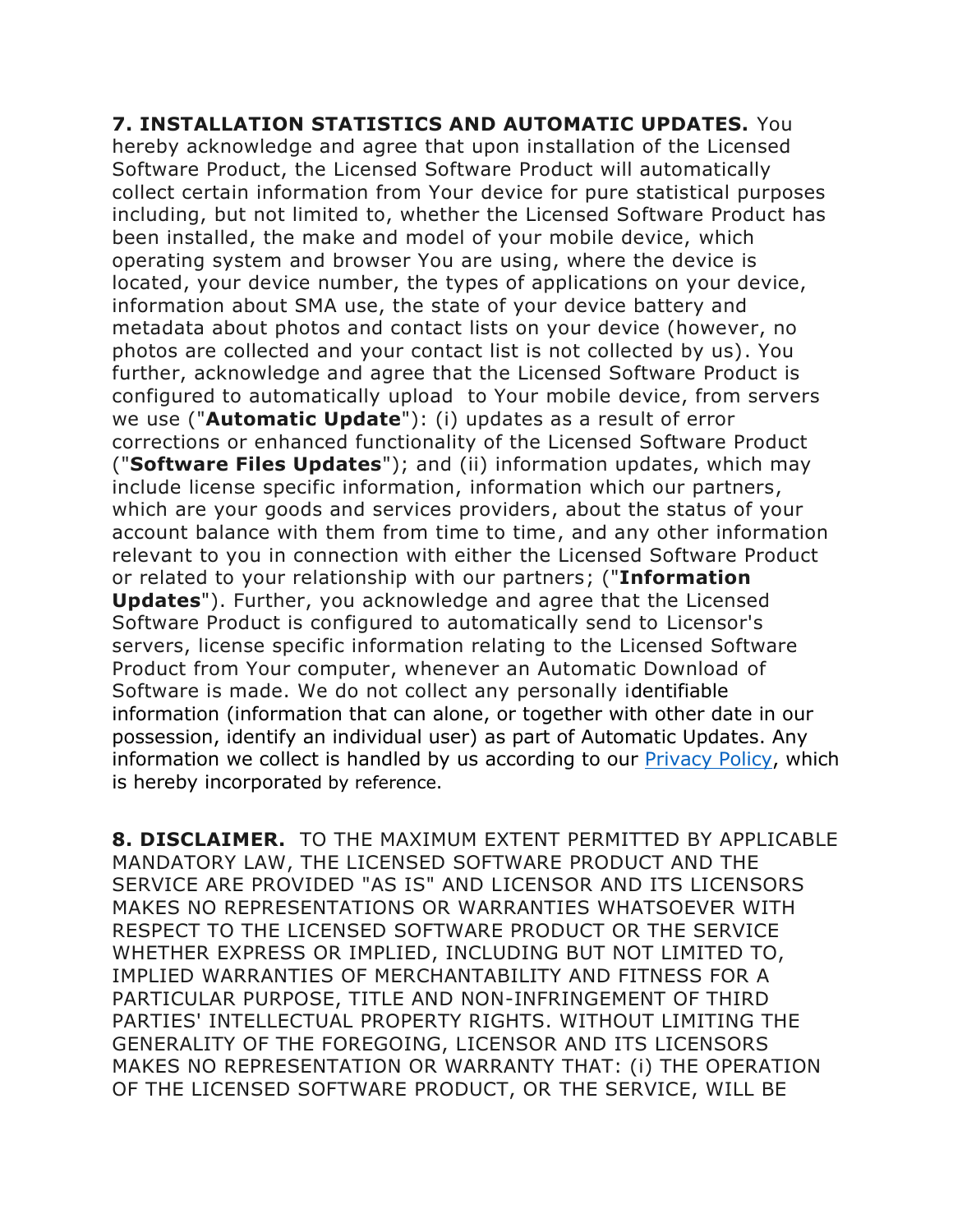**7. INSTALLATION STATISTICS AND AUTOMATIC UPDATES.** You hereby acknowledge and agree that upon installation of the Licensed Software Product, the Licensed Software Product will automatically collect certain information from Your device for pure statistical purposes including, but not limited to, whether the Licensed Software Product has been installed, the make and model of your mobile device, which operating system and browser You are using, where the device is located, your device number, the types of applications on your device, information about SMA use, the state of your device battery and metadata about photos and contact lists on your device (however, no photos are collected and your contact list is not collected by us). You further, acknowledge and agree that the Licensed Software Product is configured to automatically upload to Your mobile device, from servers we use ("**Automatic Update**"): (i) updates as a result of error corrections or enhanced functionality of the Licensed Software Product ("**Software Files Updates**"); and (ii) information updates, which may include license specific information, information which our partners, which are your goods and services providers, about the status of your account balance with them from time to time, and any other information relevant to you in connection with either the Licensed Software Product or related to your relationship with our partners; ("**Information Updates**"). Further, you acknowledge and agree that the Licensed Software Product is configured to automatically send to Licensor's servers, license specific information relating to the Licensed Software Product from Your computer, whenever an Automatic Download of Software is made. We do not collect any personally identifiable information (information that can alone, or together with other date in our possession, identify an individual user) as part of Automatic Updates. Any information we collect is handled by us according to our [Privacy Policy](), which is hereby incorporated by reference.

**8. DISCLAIMER.** TO THE MAXIMUM EXTENT PERMITTED BY APPLICABLE MANDATORY LAW, THE LICENSED SOFTWARE PRODUCT AND THE SERVICE ARE PROVIDED "AS IS" AND LICENSOR AND ITS LICENSORS MAKES NO REPRESENTATIONS OR WARRANTIES WHATSOEVER WITH RESPECT TO THE LICENSED SOFTWARE PRODUCT OR THE SERVICE WHETHER EXPRESS OR IMPLIED, INCLUDING BUT NOT LIMITED TO, IMPLIED WARRANTIES OF MERCHANTABILITY AND FITNESS FOR A PARTICULAR PURPOSE, TITLE AND NON-INFRINGEMENT OF THIRD PARTIES' INTELLECTUAL PROPERTY RIGHTS. WITHOUT LIMITING THE GENERALITY OF THE FOREGOING, LICENSOR AND ITS LICENSORS MAKES NO REPRESENTATION OR WARRANTY THAT: (i) THE OPERATION OF THE LICENSED SOFTWARE PRODUCT, OR THE SERVICE, WILL BE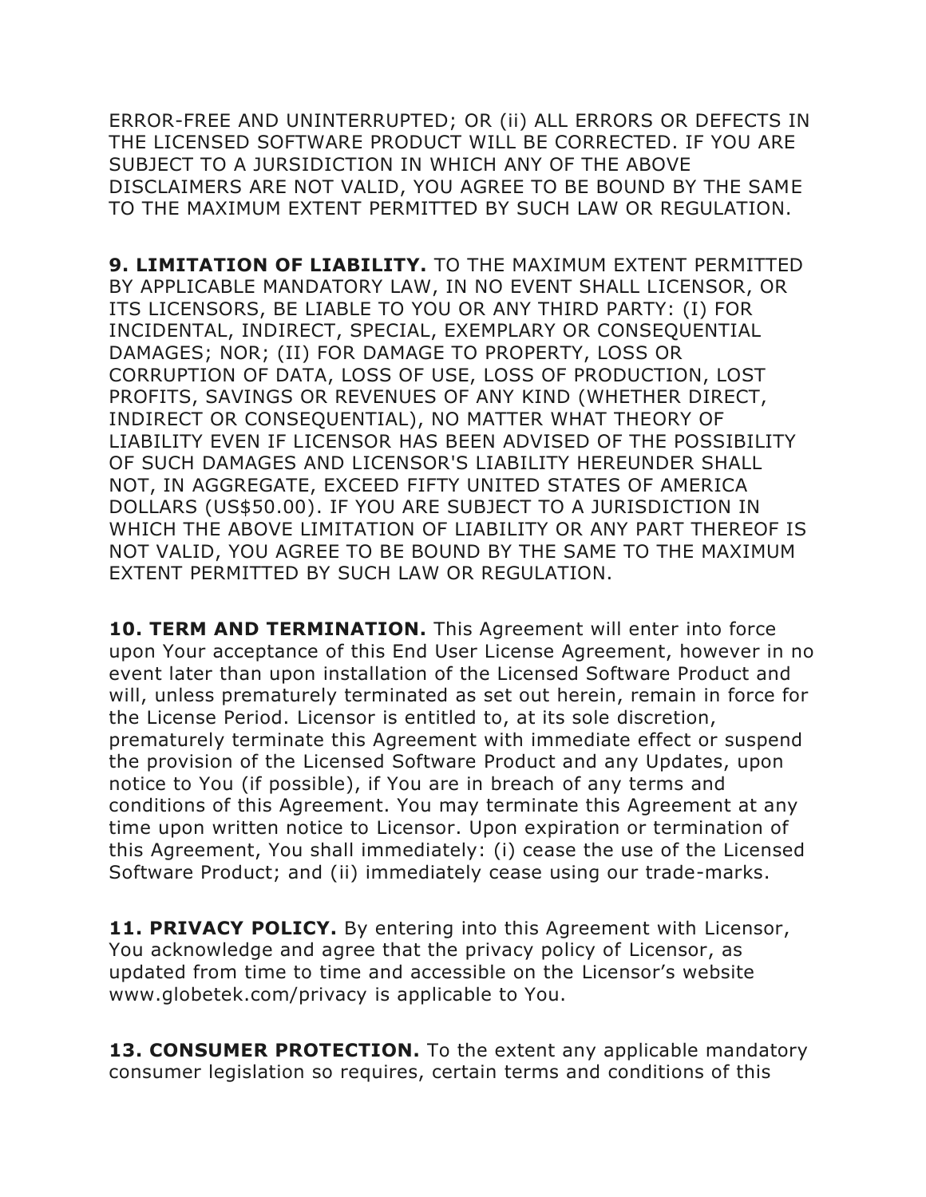ERROR-FREE AND UNINTERRUPTED; OR (ii) ALL ERRORS OR DEFECTS IN THE LICENSED SOFTWARE PRODUCT WILL BE CORRECTED. IF YOU ARE SUBJECT TO A JURSIDICTION IN WHICH ANY OF THE ABOVE DISCLAIMERS ARE NOT VALID, YOU AGREE TO BE BOUND BY THE SAME TO THE MAXIMUM EXTENT PERMITTED BY SUCH LAW OR REGULATION.

**9. LIMITATION OF LIABILITY.** TO THE MAXIMUM EXTENT PERMITTED BY APPLICABLE MANDATORY LAW, IN NO EVENT SHALL LICENSOR, OR ITS LICENSORS, BE LIABLE TO YOU OR ANY THIRD PARTY: (I) FOR INCIDENTAL, INDIRECT, SPECIAL, EXEMPLARY OR CONSEQUENTIAL DAMAGES; NOR; (II) FOR DAMAGE TO PROPERTY, LOSS OR CORRUPTION OF DATA, LOSS OF USE, LOSS OF PRODUCTION, LOST PROFITS, SAVINGS OR REVENUES OF ANY KIND (WHETHER DIRECT, INDIRECT OR CONSEQUENTIAL), NO MATTER WHAT THEORY OF LIABILITY EVEN IF LICENSOR HAS BEEN ADVISED OF THE POSSIBILITY OF SUCH DAMAGES AND LICENSOR'S LIABILITY HEREUNDER SHALL NOT, IN AGGREGATE, EXCEED FIFTY UNITED STATES OF AMERICA DOLLARS (US$50.00). IF YOU ARE SUBJECT TO A JURISDICTION IN WHICH THE ABOVE LIMITATION OF LIABILITY OR ANY PART THEREOF IS NOT VALID, YOU AGREE TO BE BOUND BY THE SAME TO THE MAXIMUM EXTENT PERMITTED BY SUCH LAW OR REGULATION.

**10. TERM AND TERMINATION.** This Agreement will enter into force upon Your acceptance of this End User License Agreement, however in no event later than upon installation of the Licensed Software Product and will, unless prematurely terminated as set out herein, remain in force for the License Period. Licensor is entitled to, at its sole discretion, prematurely terminate this Agreement with immediate effect or suspend the provision of the Licensed Software Product and any Updates, upon notice to You (if possible), if You are in breach of any terms and conditions of this Agreement. You may terminate this Agreement at any time upon written notice to Licensor. Upon expiration or termination of this Agreement, You shall immediately: (i) cease the use of the Licensed Software Product; and (ii) immediately cease using our trade-marks.

**11. PRIVACY POLICY.** By entering into this Agreement with Licensor, You acknowledge and agree that the privacy policy of Licensor, as updated from time to time and accessible on the Licensor's website www.globetek.com/privacy is applicable to You.

**13. CONSUMER PROTECTION.** To the extent any applicable mandatory consumer legislation so requires, certain terms and conditions of this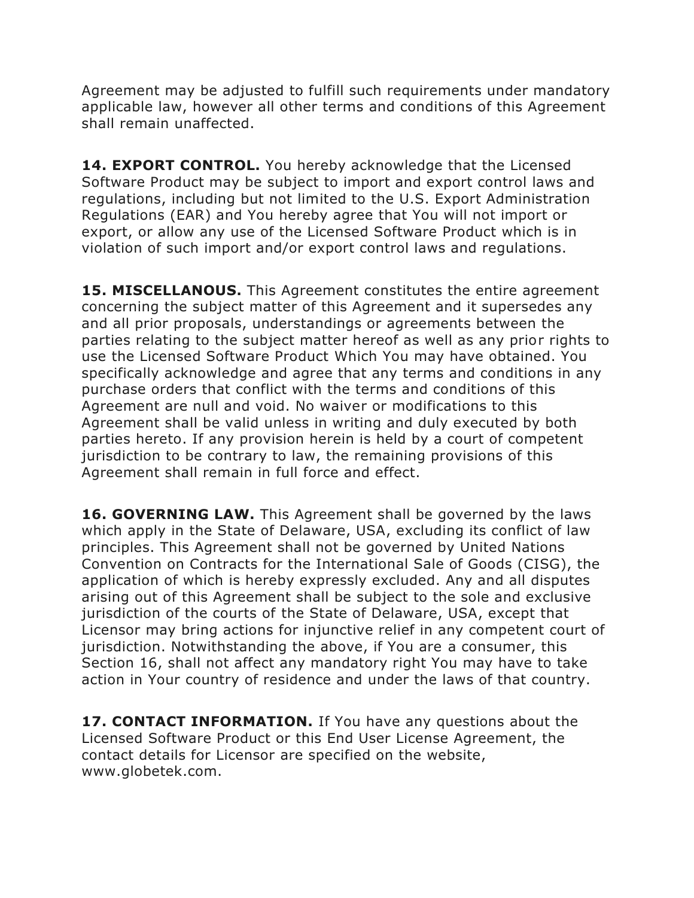Agreement may be adjusted to fulfill such requirements under mandatory applicable law, however all other terms and conditions of this Agreement shall remain unaffected.

**14. EXPORT CONTROL.** You hereby acknowledge that the Licensed Software Product may be subject to import and export control laws and regulations, including but not limited to the U.S. Export Administration Regulations (EAR) and You hereby agree that You will not import or export, or allow any use of the Licensed Software Product which is in violation of such import and/or export control laws and regulations.

**15. MISCELLANOUS.** This Agreement constitutes the entire agreement concerning the subject matter of this Agreement and it supersedes any and all prior proposals, understandings or agreements between the parties relating to the subject matter hereof as well as any prior rights to use the Licensed Software Product Which You may have obtained. You specifically acknowledge and agree that any terms and conditions in any purchase orders that conflict with the terms and conditions of this Agreement are null and void. No waiver or modifications to this Agreement shall be valid unless in writing and duly executed by both parties hereto. If any provision herein is held by a court of competent jurisdiction to be contrary to law, the remaining provisions of this Agreement shall remain in full force and effect.

**16. GOVERNING LAW.** This Agreement shall be governed by the laws which apply in the State of Delaware, USA, excluding its conflict of law principles. This Agreement shall not be governed by United Nations Convention on Contracts for the International Sale of Goods (CISG), the application of which is hereby expressly excluded. Any and all disputes arising out of this Agreement shall be subject to the sole and exclusive jurisdiction of the courts of the State of Delaware, USA, except that Licensor may bring actions for injunctive relief in any competent court of jurisdiction. Notwithstanding the above, if You are a consumer, this Section 16, shall not affect any mandatory right You may have to take action in Your country of residence and under the laws of that country.

**17. CONTACT INFORMATION.** If You have any questions about the Licensed Software Product or this End User License Agreement, the contact details for Licensor are specified on the website, www.globetek.com.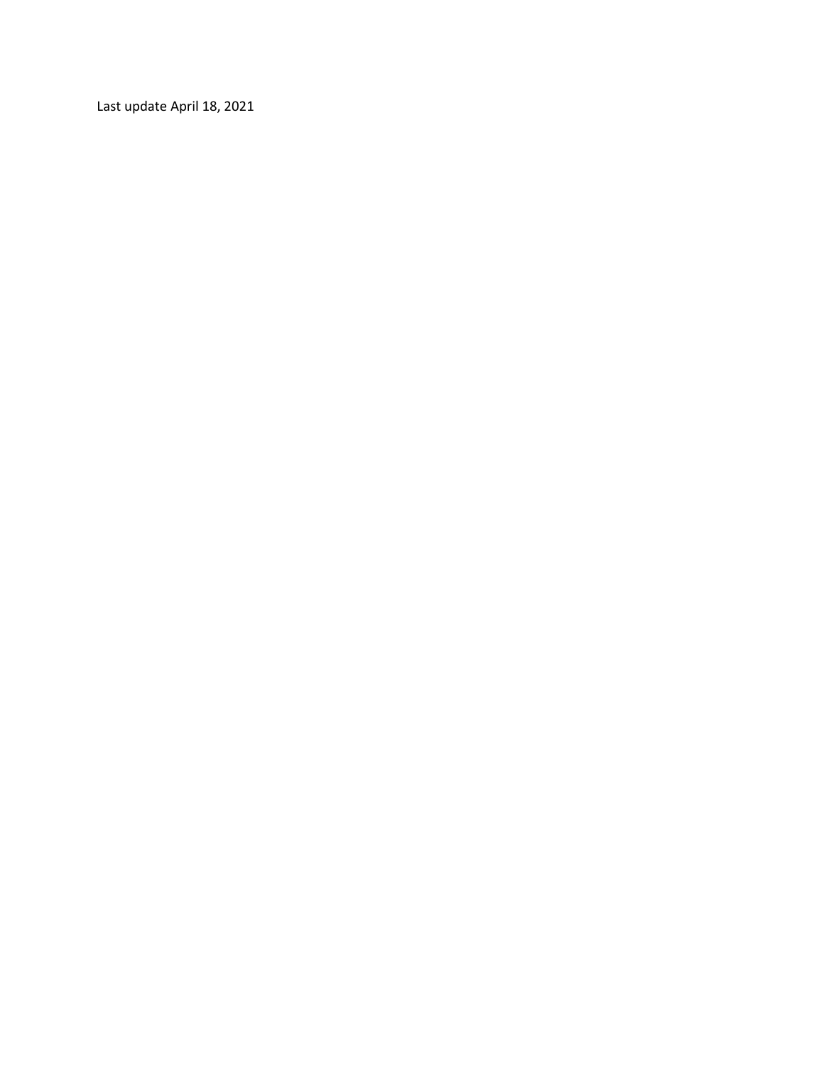Last update April 18, 2021